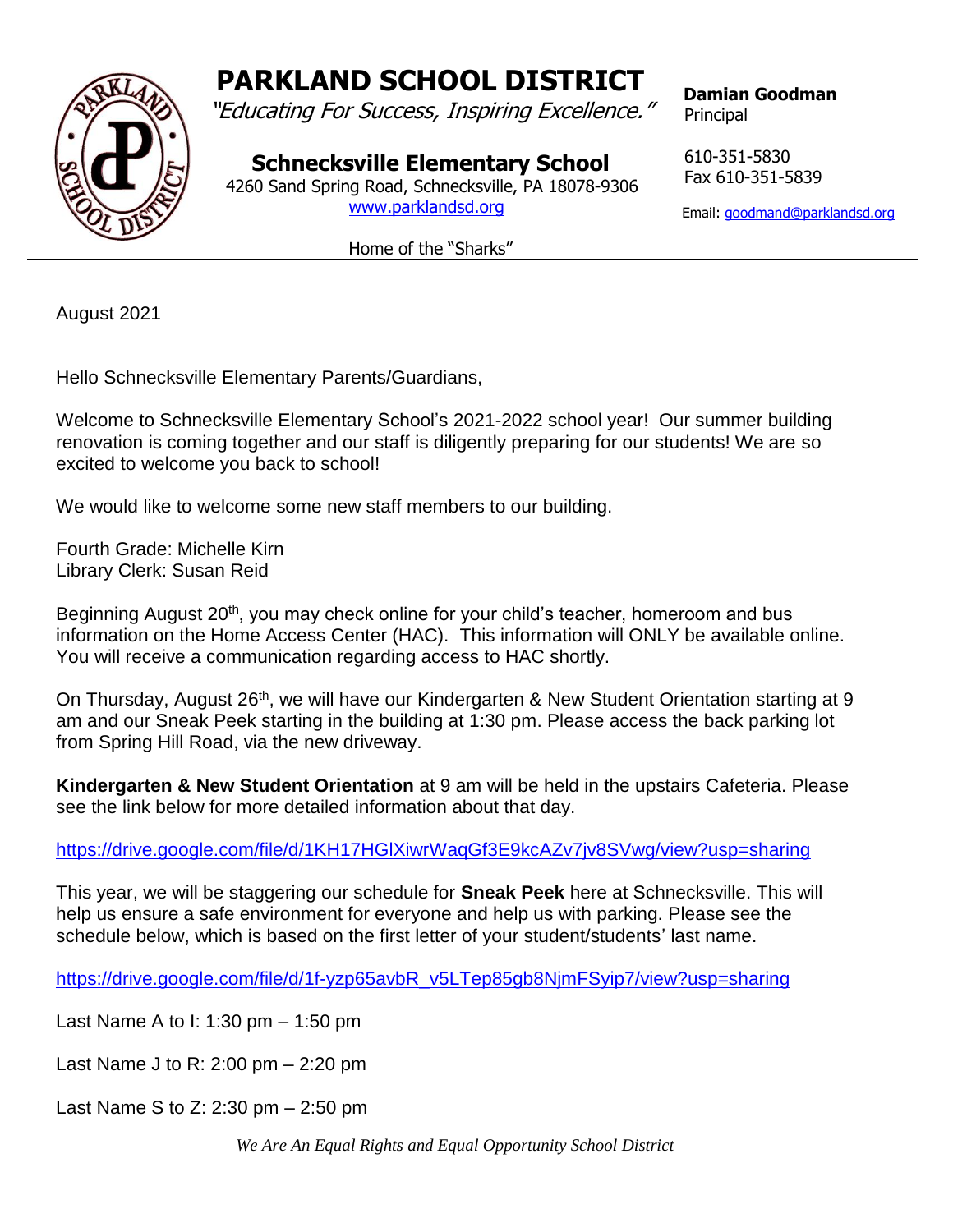# PARKLAND SCHOOL DISTRICT

*"Educating For Success, Inspiring Excellence."*

## Schnecksville Elementary School

4260 Sand Spring Road, Schnecksville, PA 18078-9306
www.parklandsd.org

Home of the "Sharks"

**Damian Goodman**
Principal

610-351-5830
Fax 610-351-5839

Email: goodmand@parklandsd.org

---

August 2021

Hello Schnecksville Elementary Parents/Guardians,

Welcome to Schnecksville Elementary School's 2021-2022 school year! Our summer building renovation is coming together and our staff is diligently preparing for our students! We are so excited to welcome you back to school!

We would like to welcome some new staff members to our building.

Fourth Grade: Michelle Kirn
Library Clerk: Susan Reid

Beginning August 20th, you may check online for your child's teacher, homeroom and bus information on the Home Access Center (HAC). This information will ONLY be available online. You will receive a communication regarding access to HAC shortly.

On Thursday, August 26th, we will have our Kindergarten & New Student Orientation starting at 9 am and our Sneak Peek starting in the building at 1:30 pm. Please access the back parking lot from Spring Hill Road, via the new driveway.

**Kindergarten & New Student Orientation** at 9 am will be held in the upstairs Cafeteria. Please see the link below for more detailed information about that day.

https://drive.google.com/file/d/1KH17HGlXiwrWaqGf3E9kcAZv7jv8SVwg/view?usp=sharing

This year, we will be staggering our schedule for **Sneak Peek** here at Schnecksville. This will help us ensure a safe environment for everyone and help us with parking. Please see the schedule below, which is based on the first letter of your student/students' last name.

https://drive.google.com/file/d/1f-yzp65avbR_v5LTep85gb8NjmFSyip7/view?usp=sharing

Last Name A to I: 1:30 pm – 1:50 pm

Last Name J to R: 2:00 pm – 2:20 pm

Last Name S to Z: 2:30 pm – 2:50 pm

*We Are An Equal Rights and Equal Opportunity School District*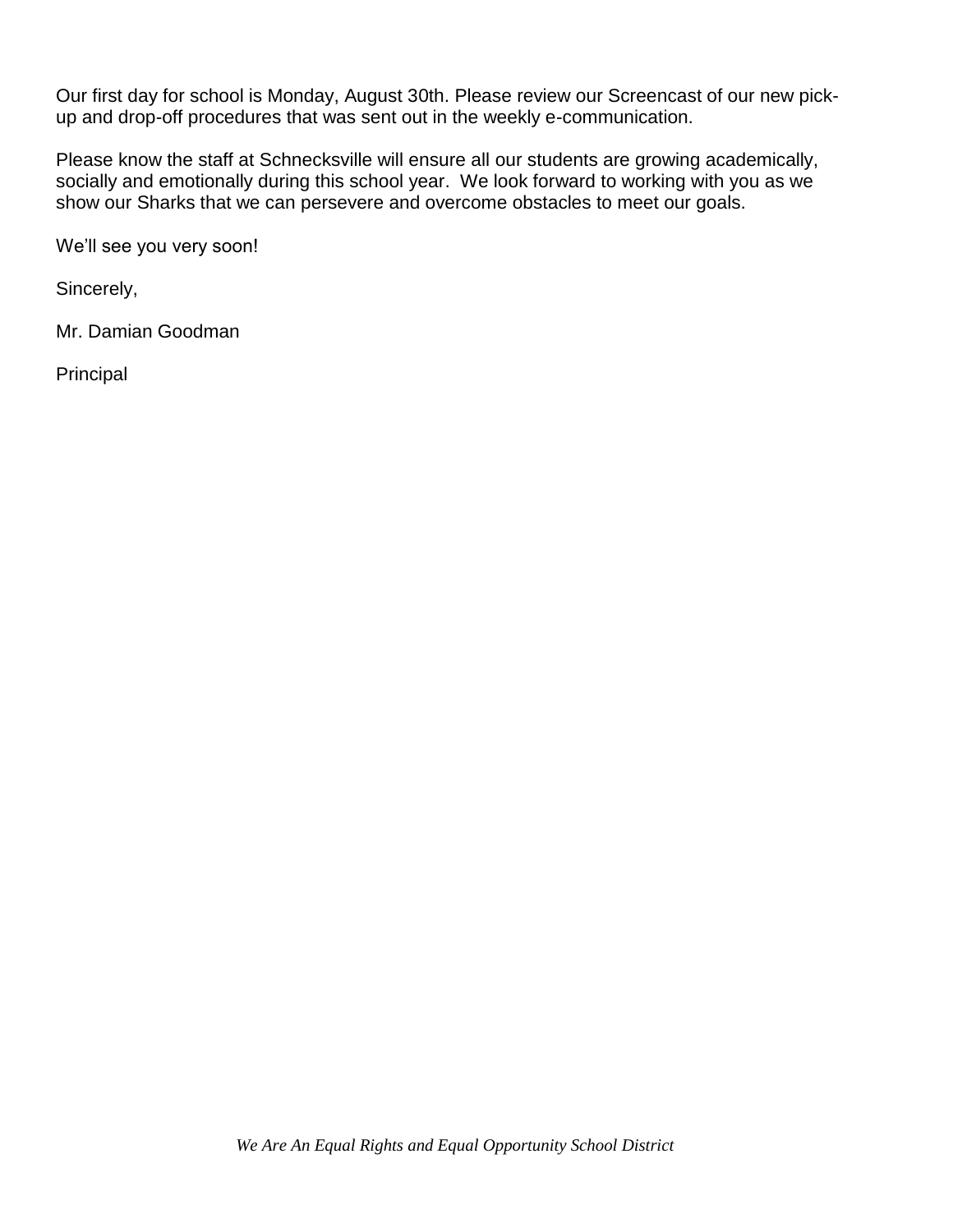Our first day for school is Monday, August 30th. Please review our Screencast of our new pick-up and drop-off procedures that was sent out in the weekly e-communication.

Please know the staff at Schnecksville will ensure all our students are growing academically, socially and emotionally during this school year.  We look forward to working with you as we show our Sharks that we can persevere and overcome obstacles to meet our goals.

We'll see you very soon!

Sincerely,

Mr. Damian Goodman

Principal

*We Are An Equal Rights and Equal Opportunity School District*